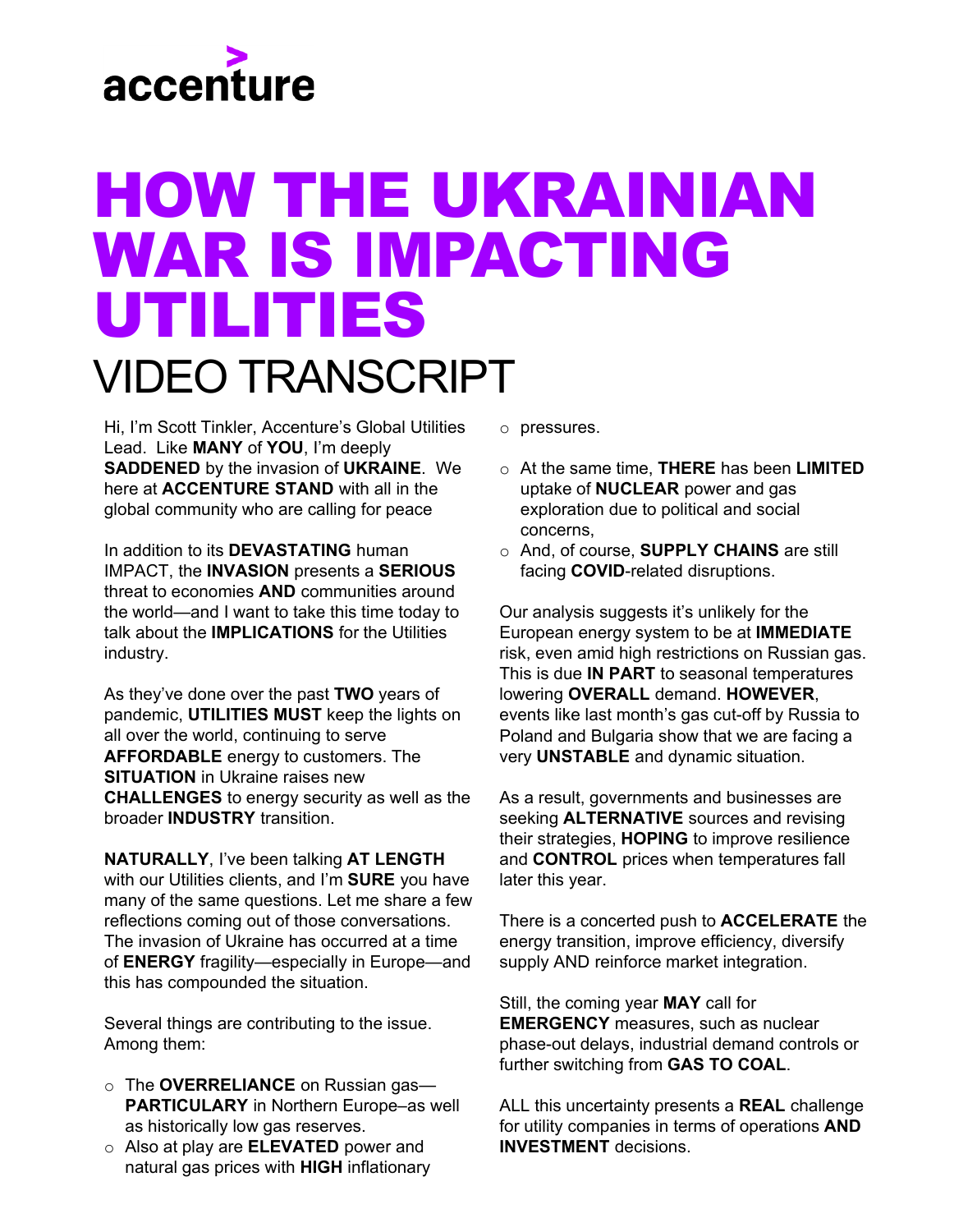accenture

# HOW THE UKRAINIAN WAR IS IMPACTING UTILITIES

## VIDEO TRANSCRIPT

Hi, I'm Scott Tinkler, Accenture's Global Utilities Lead. Like **MANY** of **YOU**, I'm deeply **SADDENED** by the invasion of **UKRAINE**. We here at **ACCENTURE STAND** with all in the global community who are calling for peace

In addition to its **DEVASTATING** human IMPACT, the **INVASION** presents a **SERIOUS** threat to economies **AND** communities around the world—and I want to take this time today to talk about the **IMPLICATIONS** for the Utilities industry.

As they've done over the past **TWO** years of pandemic, **UTILITIES MUST** keep the lights on all over the world, continuing to serve **AFFORDABLE** energy to customers. The **SITUATION** in Ukraine raises new **CHALLENGES** to energy security as well as the broader **INDUSTRY** transition.

**NATURALLY**, I've been talking **AT LENGTH** with our Utilities clients, and I'm **SURE** you have many of the same questions. Let me share a few reflections coming out of those conversations. The invasion of Ukraine has occurred at a time of **ENERGY** fragility—especially in Europe—and this has compounded the situation.

Several things are contributing to the issue. Among them:

- The **OVERRELIANCE** on Russian gas—**PARTICULARY** in Northern Europe–as well as historically low gas reserves.
- Also at play are **ELEVATED** power and natural gas prices with **HIGH** inflationary pressures.
- At the same time, **THERE** has been **LIMITED** uptake of **NUCLEAR** power and gas exploration due to political and social concerns,
- And, of course, **SUPPLY CHAINS** are still facing **COVID**-related disruptions.

Our analysis suggests it's unlikely for the European energy system to be at **IMMEDIATE** risk, even amid high restrictions on Russian gas. This is due **IN PART** to seasonal temperatures lowering **OVERALL** demand. **HOWEVER**, events like last month's gas cut-off by Russia to Poland and Bulgaria show that we are facing a very **UNSTABLE** and dynamic situation.

As a result, governments and businesses are seeking **ALTERNATIVE** sources and revising their strategies, **HOPING** to improve resilience and **CONTROL** prices when temperatures fall later this year.

There is a concerted push to **ACCELERATE** the energy transition, improve efficiency, diversify supply AND reinforce market integration.

Still, the coming year **MAY** call for **EMERGENCY** measures, such as nuclear phase-out delays, industrial demand controls or further switching from **GAS TO COAL**.

ALL this uncertainty presents a **REAL** challenge for utility companies in terms of operations **AND INVESTMENT** decisions.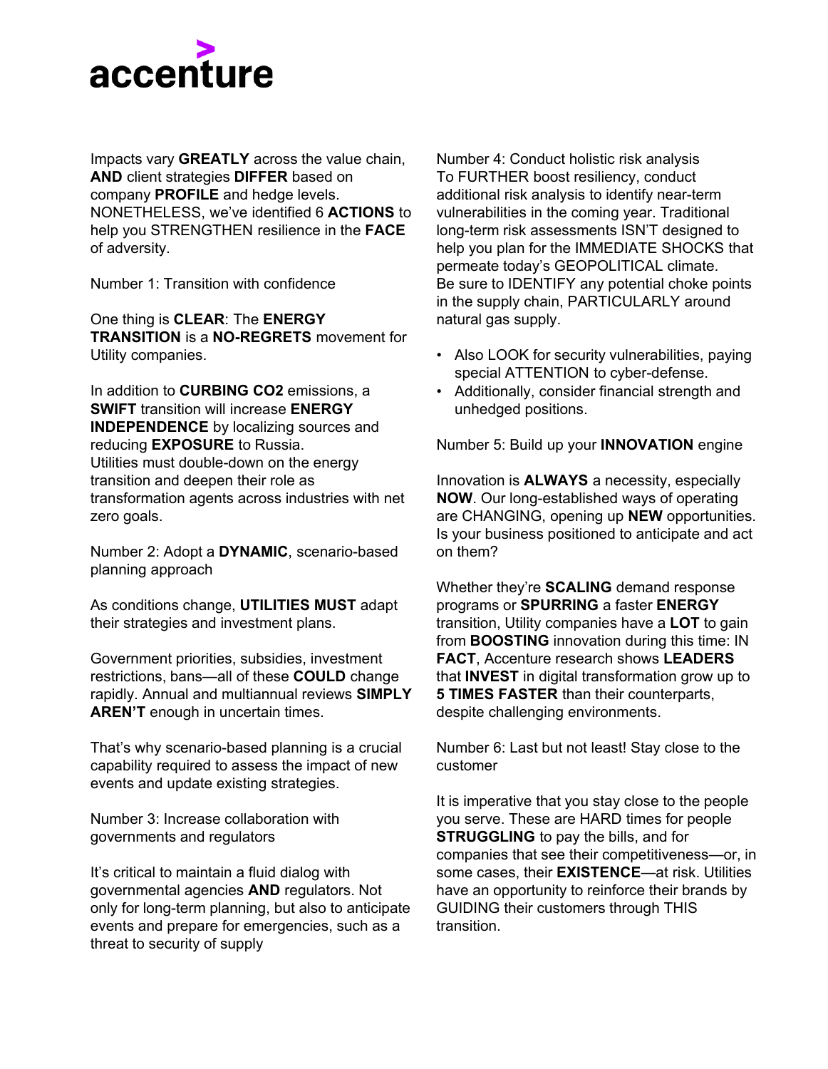Impacts vary **GREATLY** across the value chain, **AND** client strategies **DIFFER** based on company **PROFILE** and hedge levels. NONETHELESS, we've identified 6 **ACTIONS** to help you STRENGTHEN resilience in the **FACE** of adversity.

Number 1: Transition with confidence

One thing is **CLEAR**: The **ENERGY TRANSITION** is a **NO-REGRETS** movement for Utility companies.

In addition to **CURBING CO2** emissions, a **SWIFT** transition will increase **ENERGY INDEPENDENCE** by localizing sources and reducing **EXPOSURE** to Russia.
Utilities must double-down on the energy transition and deepen their role as transformation agents across industries with net zero goals.

Number 2: Adopt a **DYNAMIC**, scenario-based planning approach

As conditions change, **UTILITIES MUST** adapt their strategies and investment plans.

Government priorities, subsidies, investment restrictions, bans—all of these **COULD** change rapidly. Annual and multiannual reviews **SIMPLY AREN'T** enough in uncertain times.

That's why scenario-based planning is a crucial capability required to assess the impact of new events and update existing strategies.

Number 3: Increase collaboration with governments and regulators

It's critical to maintain a fluid dialog with governmental agencies **AND** regulators. Not only for long-term planning, but also to anticipate events and prepare for emergencies, such as a threat to security of supply

Number 4: Conduct holistic risk analysis
To FURTHER boost resiliency, conduct additional risk analysis to identify near-term vulnerabilities in the coming year. Traditional long-term risk assessments ISN'T designed to help you plan for the IMMEDIATE SHOCKS that permeate today's GEOPOLITICAL climate.
Be sure to IDENTIFY any potential choke points in the supply chain, PARTICULARLY around natural gas supply.

- Also LOOK for security vulnerabilities, paying special ATTENTION to cyber-defense.
- Additionally, consider financial strength and unhedged positions.

Number 5: Build up your **INNOVATION** engine

Innovation is **ALWAYS** a necessity, especially **NOW**. Our long-established ways of operating are CHANGING, opening up **NEW** opportunities. Is your business positioned to anticipate and act on them?

Whether they're **SCALING** demand response programs or **SPURRING** a faster **ENERGY** transition, Utility companies have a **LOT** to gain from **BOOSTING** innovation during this time: IN **FACT**, Accenture research shows **LEADERS** that **INVEST** in digital transformation grow up to **5 TIMES FASTER** than their counterparts, despite challenging environments.

Number 6: Last but not least! Stay close to the customer

It is imperative that you stay close to the people you serve. These are HARD times for people **STRUGGLING** to pay the bills, and for companies that see their competitiveness—or, in some cases, their **EXISTENCE**—at risk. Utilities have an opportunity to reinforce their brands by GUIDING their customers through THIS transition.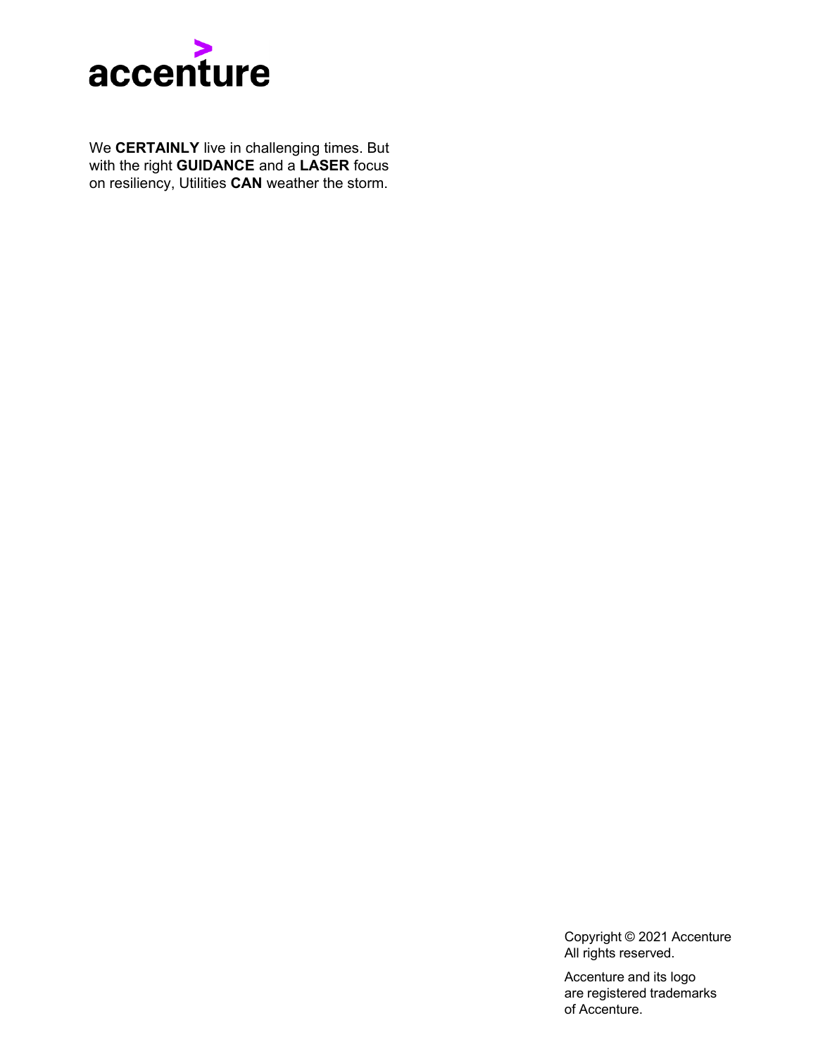accenture

We **CERTAINLY** live in challenging times. But with the right **GUIDANCE** and a **LASER** focus on resiliency, Utilities **CAN** weather the storm.

Copyright © 2021 Accenture
All rights reserved.

Accenture and its logo are registered trademarks of Accenture.